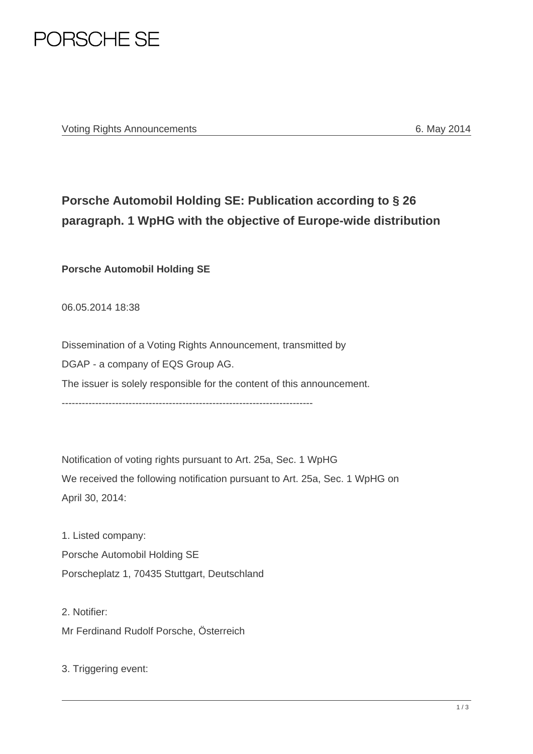Voting Rights Announcements 6. May 2014

# Porsche Automobil Holding SE: Publication according to § 26 paragraph. 1 WpHG with the objective of Europe-wide distribution

**Porsche Automobil Holding SE**

06.05.2014 18:38

Dissemination of a Voting Rights Announcement, transmitted by DGAP - a company of EQS Group AG.
The issuer is solely responsible for the content of this announcement.

---------------------------------------------------------------------------

Notification of voting rights pursuant to Art. 25a, Sec. 1 WpHG
We received the following notification pursuant to Art. 25a, Sec. 1 WpHG on April 30, 2014:

1. Listed company:
Porsche Automobil Holding SE
Porscheplatz 1, 70435 Stuttgart, Deutschland

2. Notifier:
Mr Ferdinand Rudolf Porsche, Österreich

3. Triggering event: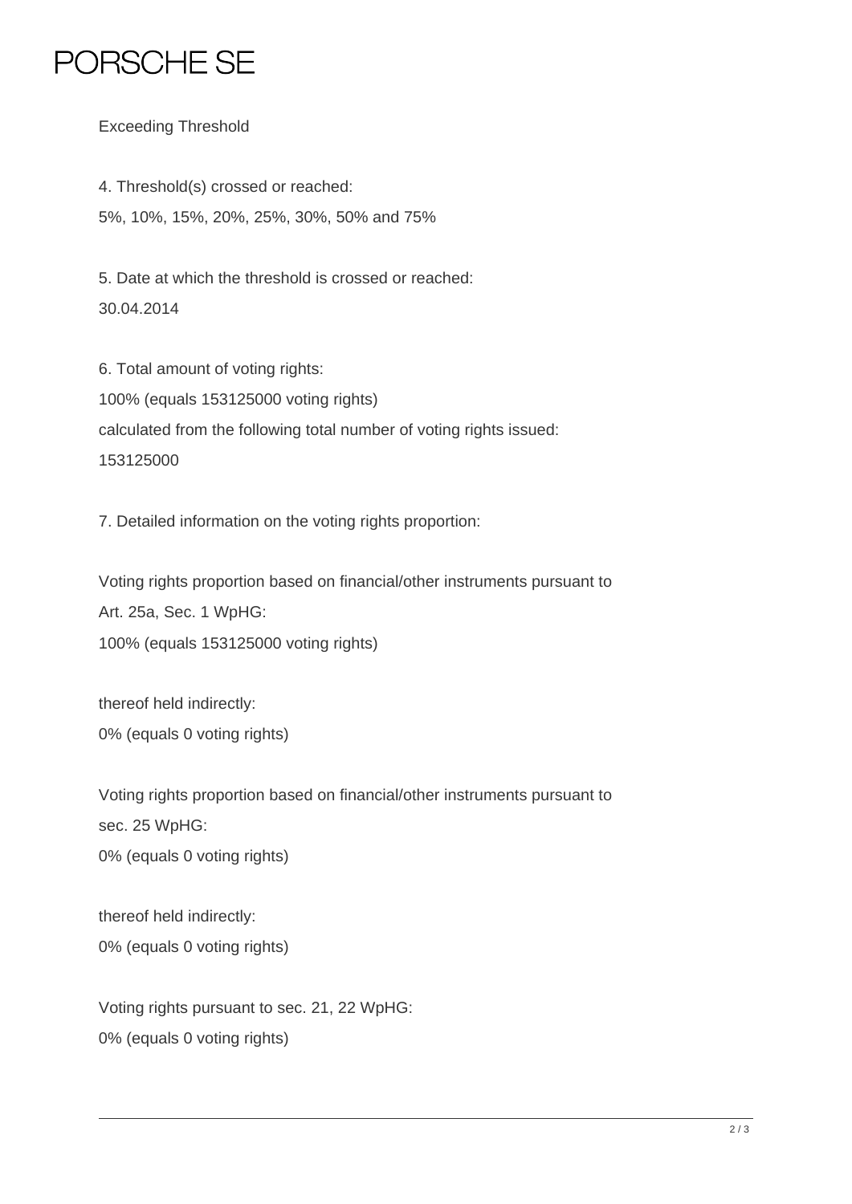Exceeding Threshold

4. Threshold(s) crossed or reached:
5%, 10%, 15%, 20%, 25%, 30%, 50% and 75%

5. Date at which the threshold is crossed or reached:
30.04.2014

6. Total amount of voting rights:
100% (equals 153125000 voting rights)
calculated from the following total number of voting rights issued:
153125000

7. Detailed information on the voting rights proportion:

Voting rights proportion based on financial/other instruments pursuant to Art. 25a, Sec. 1 WpHG:
100% (equals 153125000 voting rights)

thereof held indirectly:
0% (equals 0 voting rights)

Voting rights proportion based on financial/other instruments pursuant to sec. 25 WpHG:
0% (equals 0 voting rights)

thereof held indirectly:
0% (equals 0 voting rights)

Voting rights pursuant to sec. 21, 22 WpHG:
0% (equals 0 voting rights)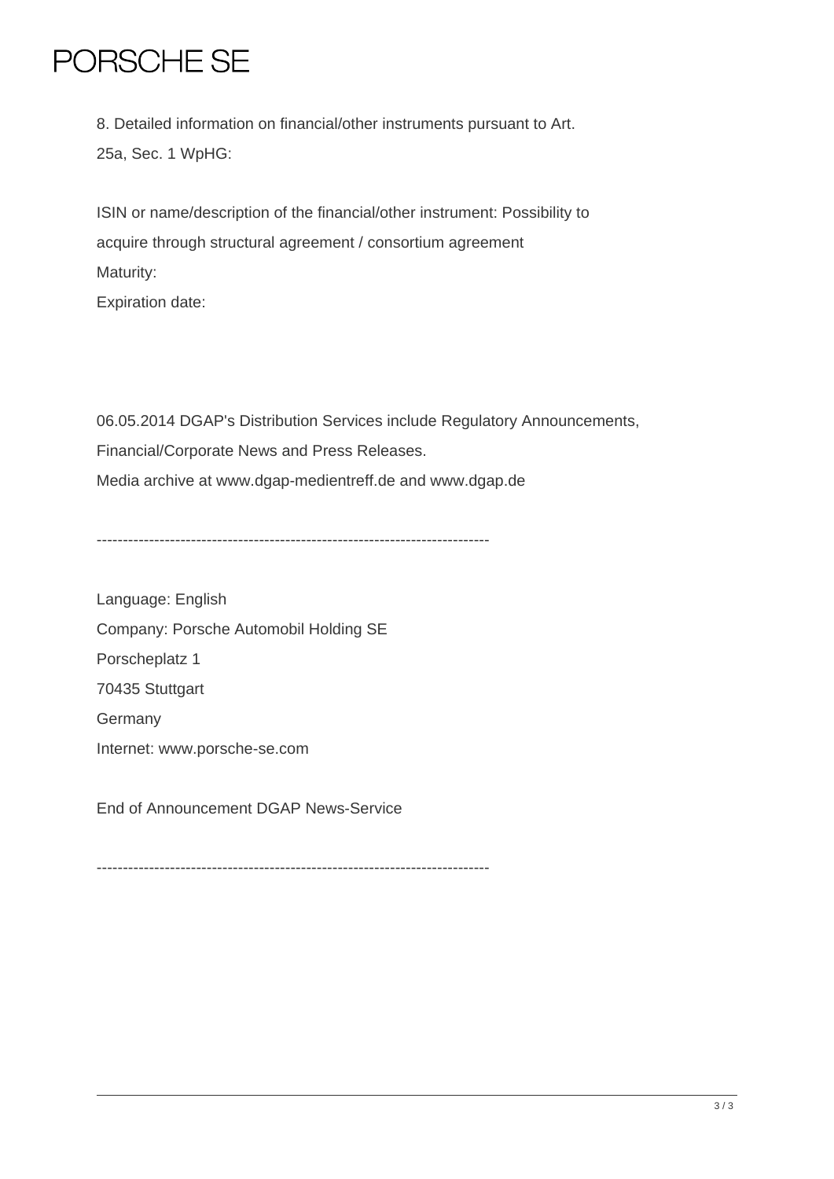8. Detailed information on financial/other instruments pursuant to Art. 25a, Sec. 1 WpHG:

ISIN or name/description of the financial/other instrument: Possibility to acquire through structural agreement / consortium agreement
Maturity:
Expiration date:

06.05.2014 DGAP's Distribution Services include Regulatory Announcements, Financial/Corporate News and Press Releases.
Media archive at www.dgap-medientreff.de and www.dgap.de

---------------------------------------------------------------------------

Language: English
Company: Porsche Automobil Holding SE
Porscheplatz 1
70435 Stuttgart
Germany
Internet: www.porsche-se.com

End of Announcement DGAP News-Service

---------------------------------------------------------------------------